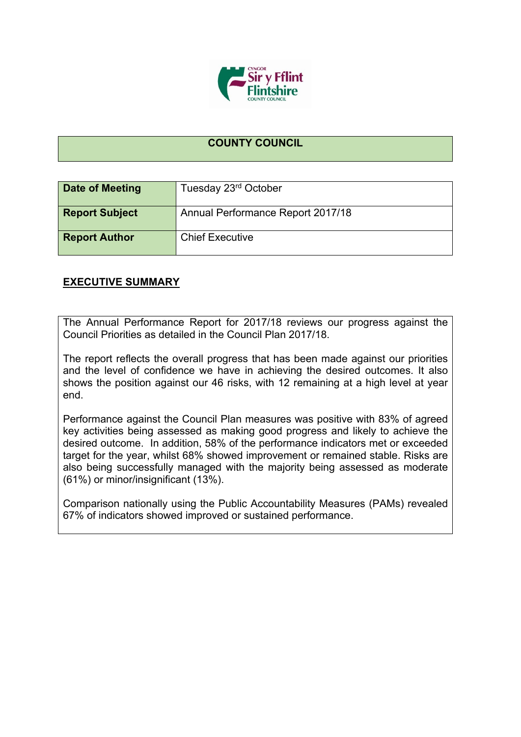# COUNTY COUNCIL

| Date of Meeting | Tuesday 23rd October |
|---|---|
| Report Subject | Annual Performance Report 2017/18 |
| Report Author | Chief Executive |

## EXECUTIVE SUMMARY

The Annual Performance Report for 2017/18 reviews our progress against the Council Priorities as detailed in the Council Plan 2017/18.

The report reflects the overall progress that has been made against our priorities and the level of confidence we have in achieving the desired outcomes. It also shows the position against our 46 risks, with 12 remaining at a high level at year end.

Performance against the Council Plan measures was positive with 83% of agreed key activities being assessed as making good progress and likely to achieve the desired outcome. In addition, 58% of the performance indicators met or exceeded target for the year, whilst 68% showed improvement or remained stable. Risks are also being successfully managed with the majority being assessed as moderate (61%) or minor/insignificant (13%).

Comparison nationally using the Public Accountability Measures (PAMs) revealed 67% of indicators showed improved or sustained performance.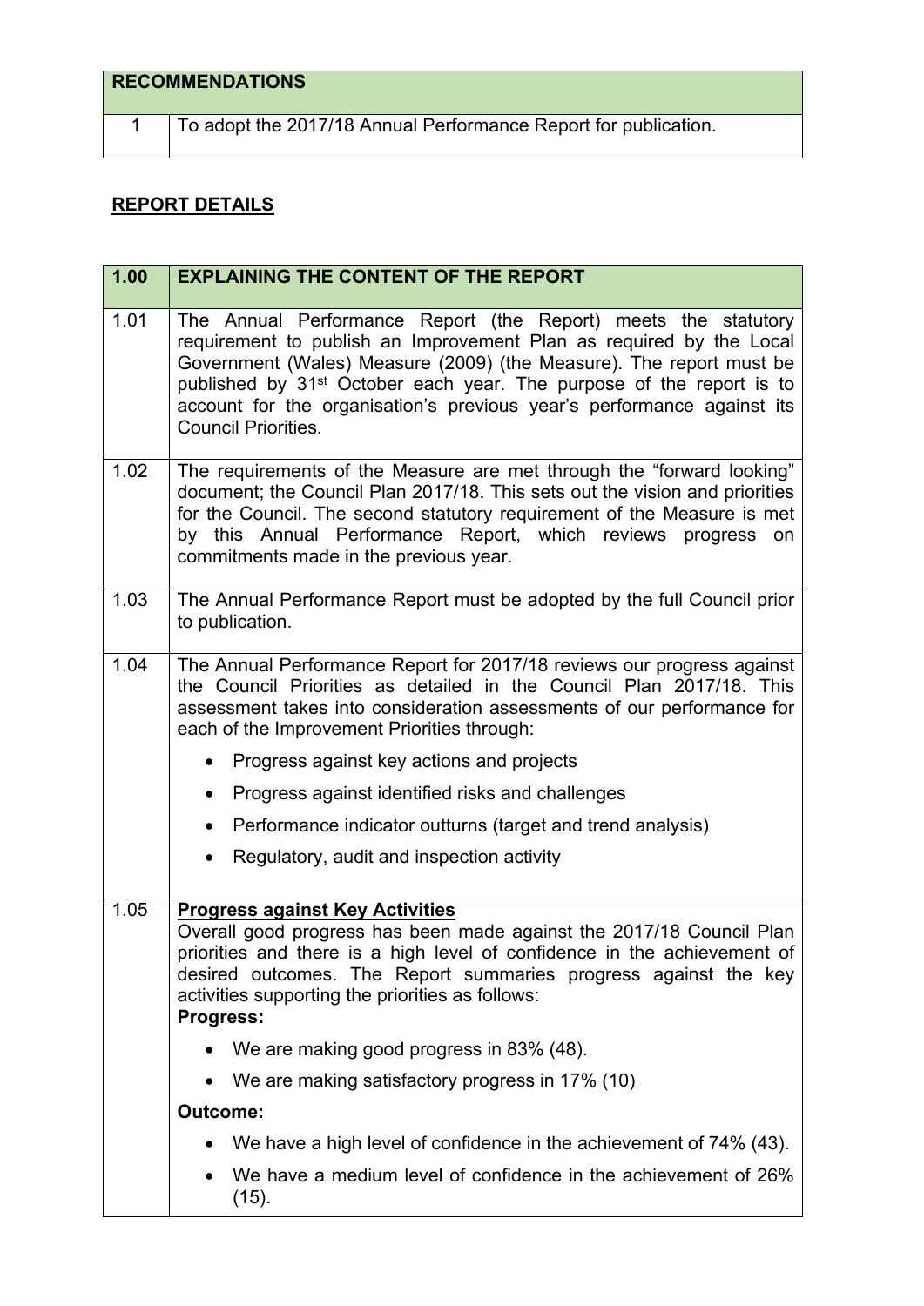| RECOMMENDATIONS | |
|---|---|
| 1 | To adopt the 2017/18 Annual Performance Report for publication. |

## REPORT DETAILS

| 1.00 | EXPLAINING THE CONTENT OF THE REPORT |
|---|---|
| 1.01 | The Annual Performance Report (the Report) meets the statutory requirement to publish an Improvement Plan as required by the Local Government (Wales) Measure (2009) (the Measure). The report must be published by 31st October each year. The purpose of the report is to account for the organisation's previous year's performance against its Council Priorities. |
| 1.02 | The requirements of the Measure are met through the "forward looking" document; the Council Plan 2017/18. This sets out the vision and priorities for the Council. The second statutory requirement of the Measure is met by this Annual Performance Report, which reviews progress on commitments made in the previous year. |
| 1.03 | The Annual Performance Report must be adopted by the full Council prior to publication. |
| 1.04 | The Annual Performance Report for 2017/18 reviews our progress against the Council Priorities as detailed in the Council Plan 2017/18. This assessment takes into consideration assessments of our performance for each of the Improvement Priorities through:<br>• Progress against key actions and projects<br>• Progress against identified risks and challenges<br>• Performance indicator outturns (target and trend analysis)<br>• Regulatory, audit and inspection activity |
| 1.05 | **Progress against Key Activities**<br>Overall good progress has been made against the 2017/18 Council Plan priorities and there is a high level of confidence in the achievement of desired outcomes. The Report summaries progress against the key activities supporting the priorities as follows:<br>**Progress:**<br>• We are making good progress in 83% (48).<br>• We are making satisfactory progress in 17% (10)<br>**Outcome:**<br>• We have a high level of confidence in the achievement of 74% (43).<br>• We have a medium level of confidence in the achievement of 26% (15). |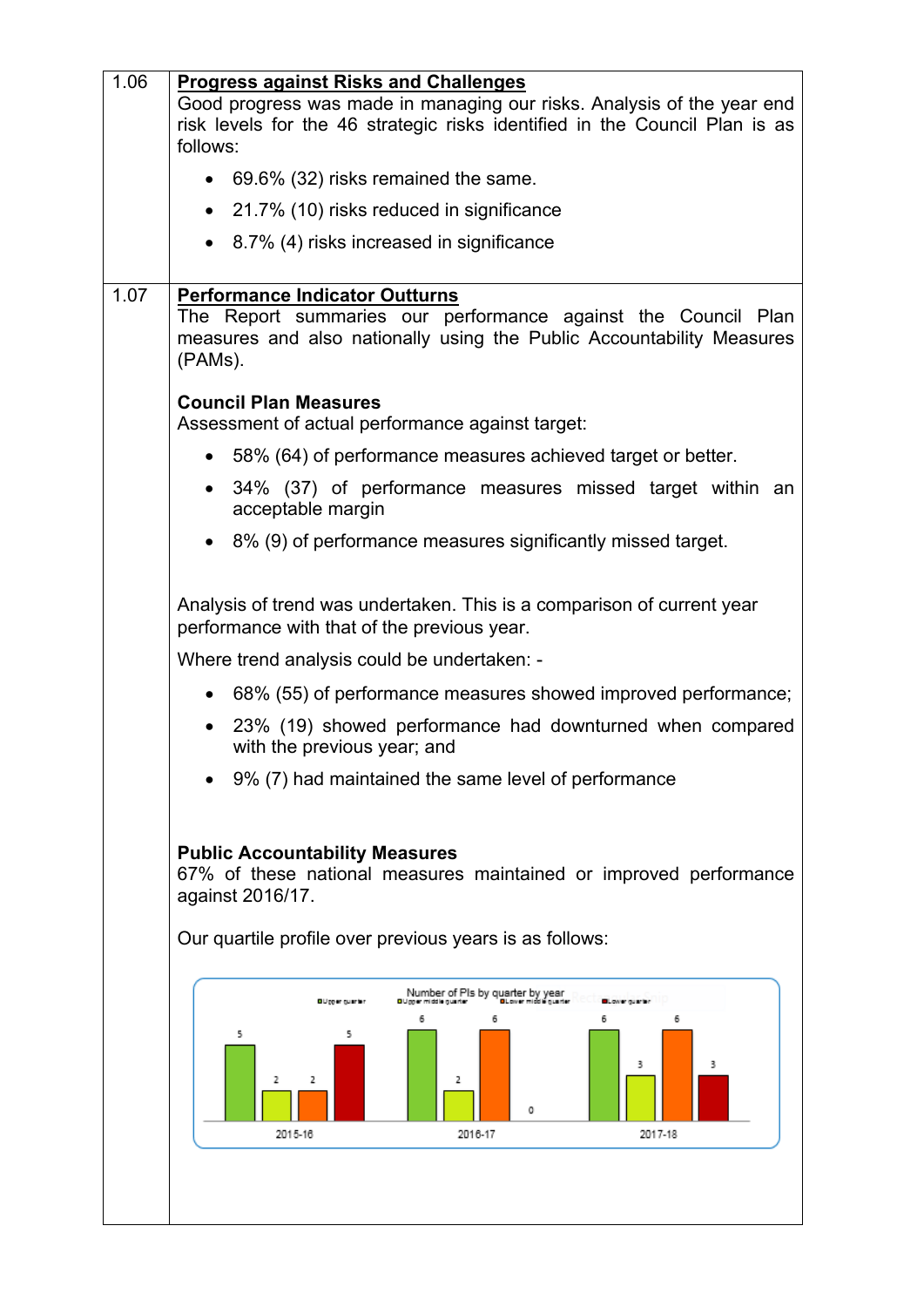| | |
|---|---|
| 1.06 | **Progress against Risks and Challenges**<br>Good progress was made in managing our risks. Analysis of the year end risk levels for the 46 strategic risks identified in the Council Plan is as follows:<br>• 69.6% (32) risks remained the same.<br>• 21.7% (10) risks reduced in significance<br>• 8.7% (4) risks increased in significance |
| 1.07 | **Performance Indicator Outturns**<br>The Report summaries our performance against the Council Plan measures and also nationally using the Public Accountability Measures (PAMs).<br><br>**Council Plan Measures**<br>Assessment of actual performance against target:<br>• 58% (64) of performance measures achieved target or better.<br>• 34% (37) of performance measures missed target within an acceptable margin<br>• 8% (9) of performance measures significantly missed target.<br><br>Analysis of trend was undertaken. This is a comparison of current year performance with that of the previous year.<br>Where trend analysis could be undertaken: -<br>• 68% (55) of performance measures showed improved performance;<br>• 23% (19) showed performance had downturned when compared with the previous year; and<br>• 9% (7) had maintained the same level of performance<br><br>**Public Accountability Measures**<br>67% of these national measures maintained or improved performance against 2016/17.<br><br>Our quartile profile over previous years is as follows:<br><br>Number of PIs by quarter by year<br>Upper quarter / Upper middle quarter / Lower middle quarter / Lower quarter<br>2015-16: 5, 2, 2, 5<br>2016-17: 6, 2, 6, 0<br>2017-18: 6, 3, 6, 3 |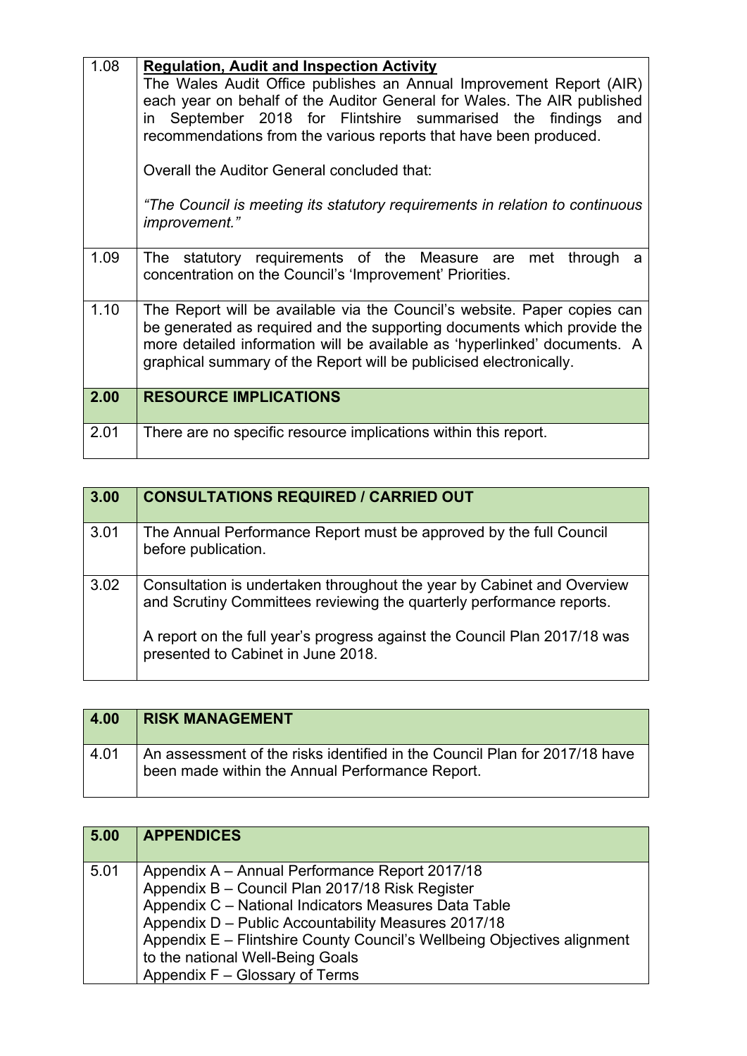| | |
|---|---|
| 1.08 | **Regulation, Audit and Inspection Activity**<br>The Wales Audit Office publishes an Annual Improvement Report (AIR) each year on behalf of the Auditor General for Wales. The AIR published in September 2018 for Flintshire summarised the findings and recommendations from the various reports that have been produced.<br><br>Overall the Auditor General concluded that:<br><br>*"The Council is meeting its statutory requirements in relation to continuous improvement."* |
| 1.09 | The statutory requirements of the Measure are met through a concentration on the Council's 'Improvement' Priorities. |
| 1.10 | The Report will be available via the Council's website. Paper copies can be generated as required and the supporting documents which provide the more detailed information will be available as 'hyperlinked' documents. A graphical summary of the Report will be publicised electronically. |

| **2.00** | **RESOURCE IMPLICATIONS** |
|---|---|
| 2.01 | There are no specific resource implications within this report. |

| **3.00** | **CONSULTATIONS REQUIRED / CARRIED OUT** |
|---|---|
| 3.01 | The Annual Performance Report must be approved by the full Council before publication. |
| 3.02 | Consultation is undertaken throughout the year by Cabinet and Overview and Scrutiny Committees reviewing the quarterly performance reports.<br><br>A report on the full year's progress against the Council Plan 2017/18 was presented to Cabinet in June 2018. |

| **4.00** | **RISK MANAGEMENT** |
|---|---|
| 4.01 | An assessment of the risks identified in the Council Plan for 2017/18 have been made within the Annual Performance Report. |

| **5.00** | **APPENDICES** |
|---|---|
| 5.01 | Appendix A – Annual Performance Report 2017/18<br>Appendix B – Council Plan 2017/18 Risk Register<br>Appendix C – National Indicators Measures Data Table<br>Appendix D – Public Accountability Measures 2017/18<br>Appendix E – Flintshire County Council's Wellbeing Objectives alignment to the national Well-Being Goals<br>Appendix F – Glossary of Terms |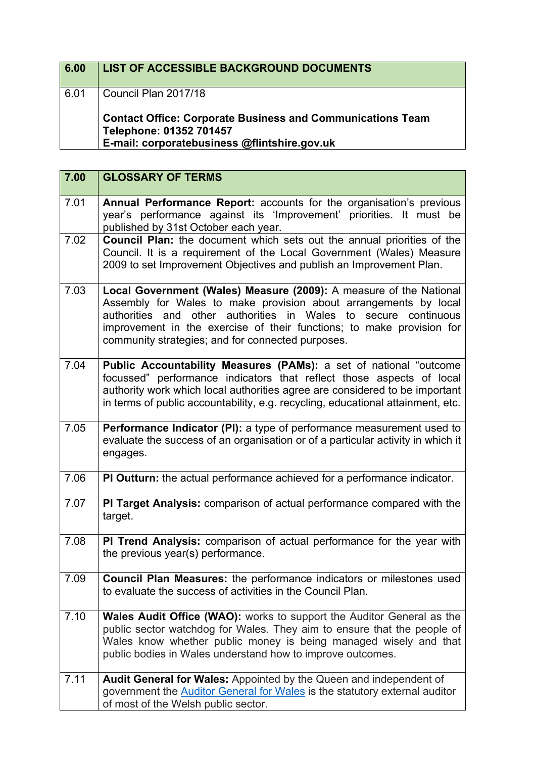| 6.00 | LIST OF ACCESSIBLE BACKGROUND DOCUMENTS |
|---|---|
| 6.01 | Council Plan 2017/18<br><br>**Contact Office: Corporate Business and Communications Team**<br>**Telephone: 01352 701457**<br>**E-mail: corporatebusiness @flintshire.gov.uk** |

| 7.00 | GLOSSARY OF TERMS |
|---|---|
| 7.01 | **Annual Performance Report:** accounts for the organisation's previous year's performance against its 'Improvement' priorities. It must be published by 31st October each year. |
| 7.02 | **Council Plan:** the document which sets out the annual priorities of the Council. It is a requirement of the Local Government (Wales) Measure 2009 to set Improvement Objectives and publish an Improvement Plan. |
| 7.03 | **Local Government (Wales) Measure (2009):** A measure of the National Assembly for Wales to make provision about arrangements by local authorities and other authorities in Wales to secure continuous improvement in the exercise of their functions; to make provision for community strategies; and for connected purposes. |
| 7.04 | **Public Accountability Measures (PAMs):** a set of national "outcome focussed" performance indicators that reflect those aspects of local authority work which local authorities agree are considered to be important in terms of public accountability, e.g. recycling, educational attainment, etc. |
| 7.05 | **Performance Indicator (PI):** a type of performance measurement used to evaluate the success of an organisation or of a particular activity in which it engages. |
| 7.06 | **PI Outturn:** the actual performance achieved for a performance indicator. |
| 7.07 | **PI Target Analysis:** comparison of actual performance compared with the target. |
| 7.08 | **PI Trend Analysis:** comparison of actual performance for the year with the previous year(s) performance. |
| 7.09 | **Council Plan Measures:** the performance indicators or milestones used to evaluate the success of activities in the Council Plan. |
| 7.10 | **Wales Audit Office (WAO):** works to support the Auditor General as the public sector watchdog for Wales. They aim to ensure that the people of Wales know whether public money is being managed wisely and that public bodies in Wales understand how to improve outcomes. |
| 7.11 | **Audit General for Wales:** Appointed by the Queen and independent of government the Auditor General for Wales is the statutory external auditor of most of the Welsh public sector. |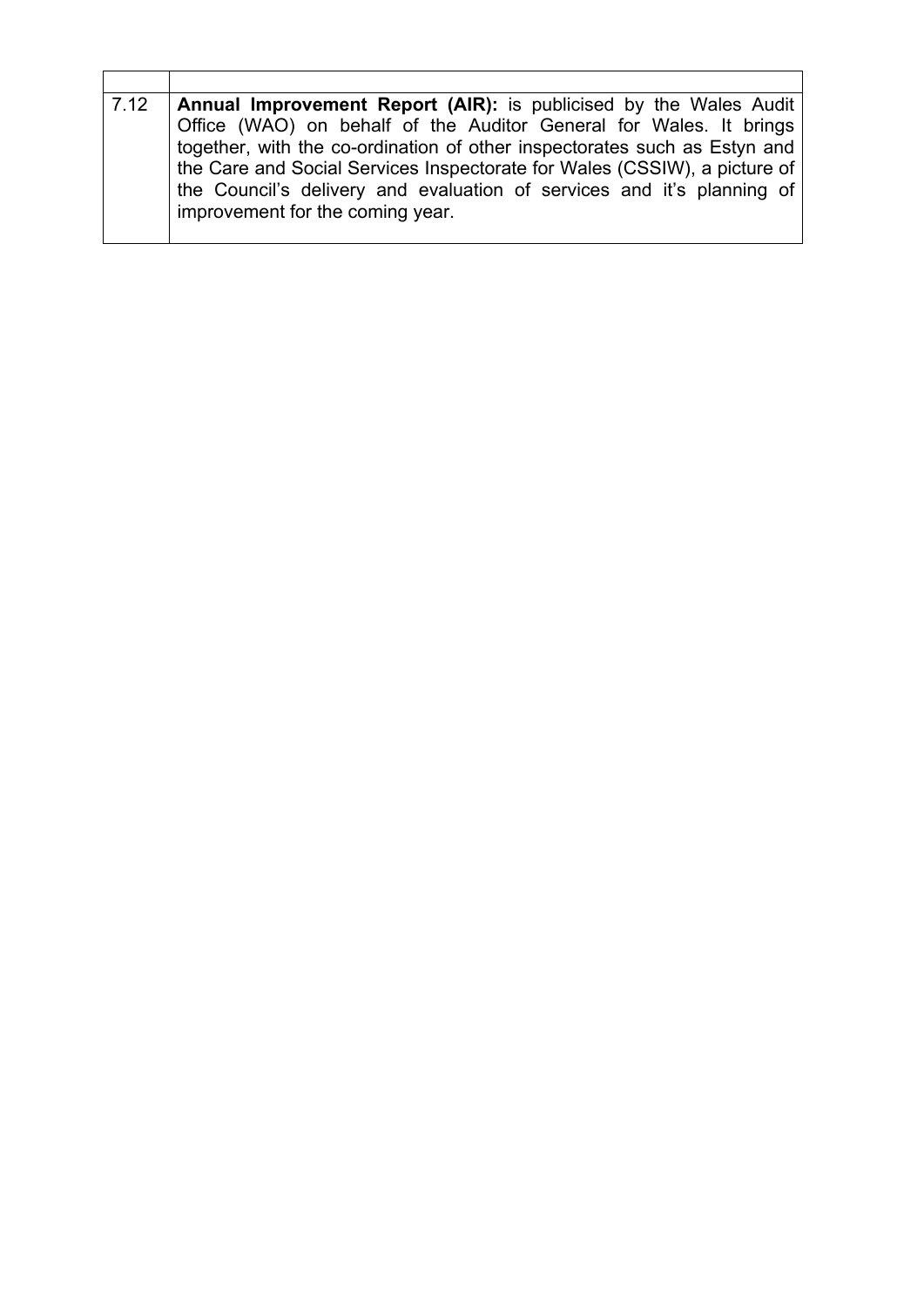| | |
|---|---|
| 7.12 | **Annual Improvement Report (AIR):** is publicised by the Wales Audit Office (WAO) on behalf of the Auditor General for Wales. It brings together, with the co-ordination of other inspectorates such as Estyn and the Care and Social Services Inspectorate for Wales (CSSIW), a picture of the Council's delivery and evaluation of services and it's planning of improvement for the coming year. |